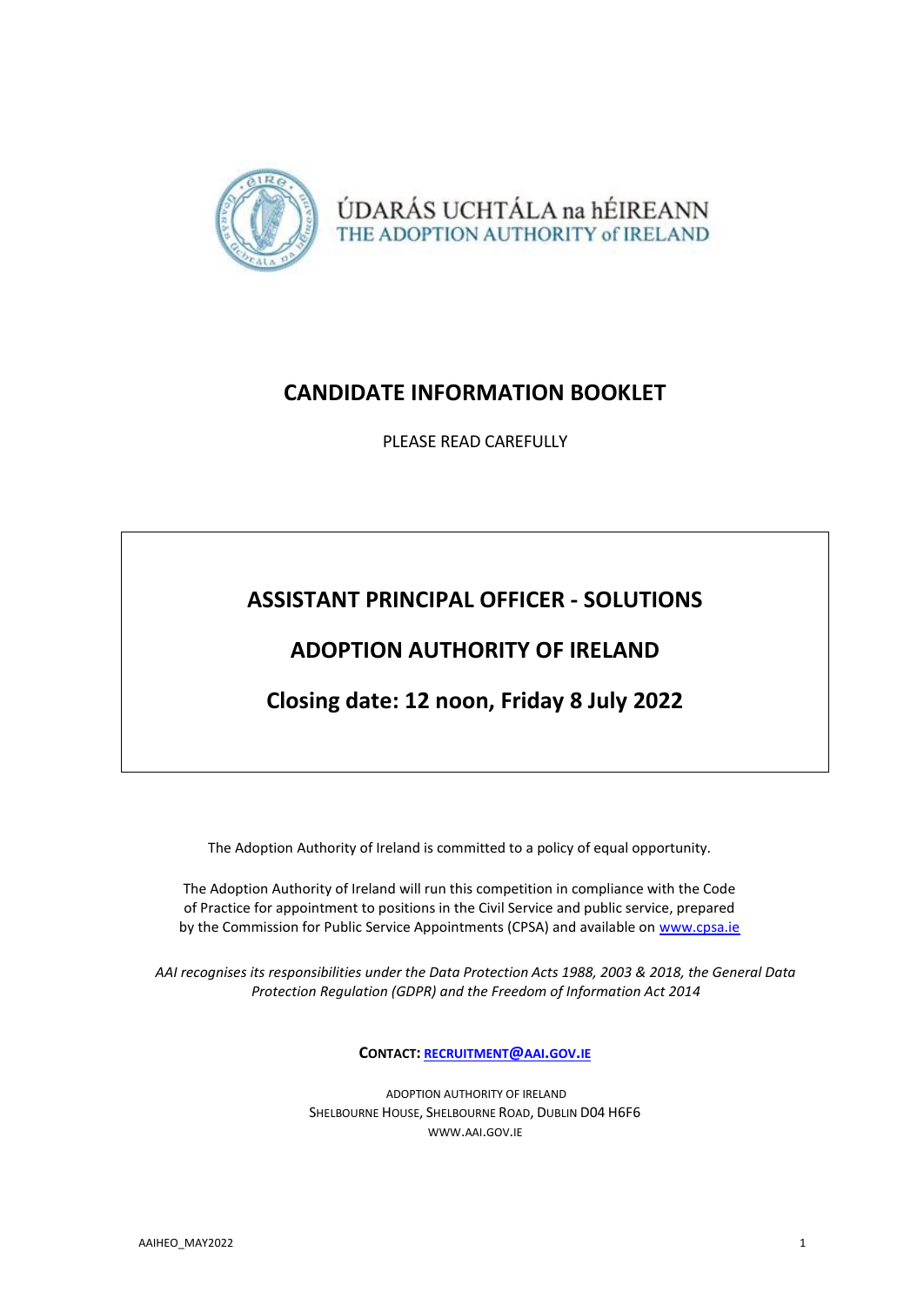ÚDARÁS UCHTÁLA na hÉIREANN
THE ADOPTION AUTHORITY of IRELAND

# CANDIDATE INFORMATION BOOKLET

PLEASE READ CAREFULLY

## ASSISTANT PRINCIPAL OFFICER - SOLUTIONS

## ADOPTION AUTHORITY OF IRELAND

## Closing date: 12 noon, Friday 8 July 2022

The Adoption Authority of Ireland is committed to a policy of equal opportunity.

The Adoption Authority of Ireland will run this competition in compliance with the Code of Practice for appointment to positions in the Civil Service and public service, prepared by the Commission for Public Service Appointments (CPSA) and available on www.cpsa.ie

*AAI recognises its responsibilities under the Data Protection Acts 1988, 2003 & 2018, the General Data Protection Regulation (GDPR) and the Freedom of Information Act 2014*

**CONTACT:** **RECRUITMENT@AAI.GOV.IE**

ADOPTION AUTHORITY OF IRELAND
SHELBOURNE HOUSE, SHELBOURNE ROAD, DUBLIN D04 H6F6
WWW.AAI.GOV.IE

AAIHEO_MAY2022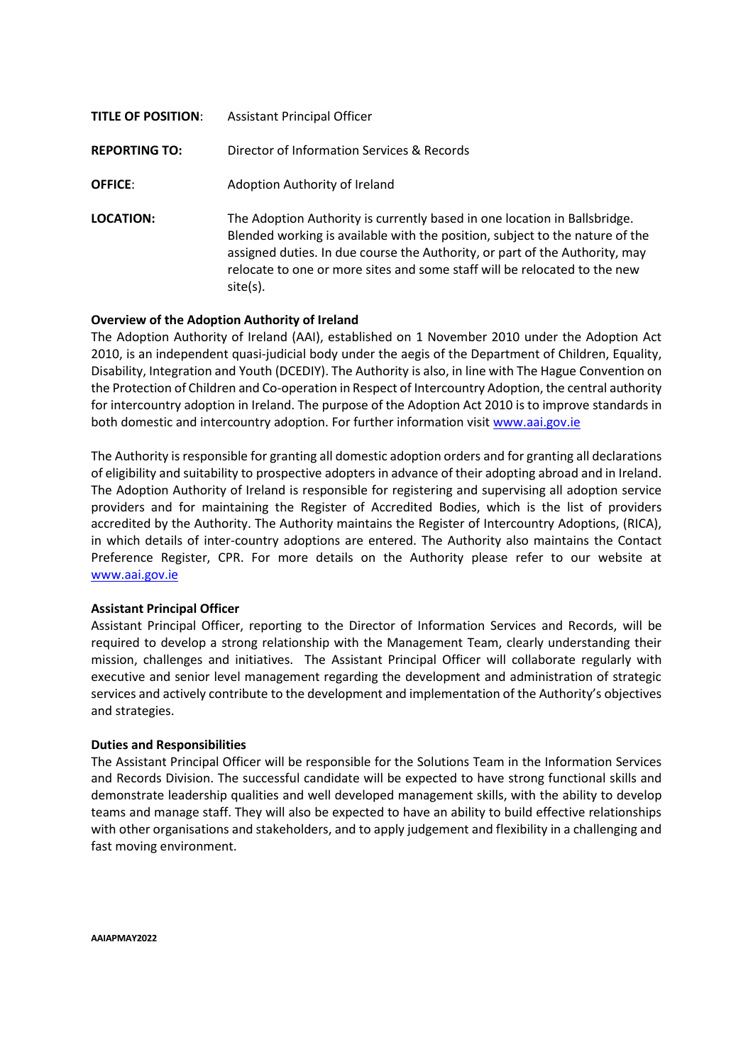**TITLE OF POSITION**: Assistant Principal Officer

**REPORTING TO:** Director of Information Services & Records

**OFFICE**: Adoption Authority of Ireland

**LOCATION:** The Adoption Authority is currently based in one location in Ballsbridge. Blended working is available with the position, subject to the nature of the assigned duties. In due course the Authority, or part of the Authority, may relocate to one or more sites and some staff will be relocated to the new site(s).

**Overview of the Adoption Authority of Ireland**

The Adoption Authority of Ireland (AAI), established on 1 November 2010 under the Adoption Act 2010, is an independent quasi-judicial body under the aegis of the Department of Children, Equality, Disability, Integration and Youth (DCEDIY). The Authority is also, in line with The Hague Convention on the Protection of Children and Co-operation in Respect of Intercountry Adoption, the central authority for intercountry adoption in Ireland. The purpose of the Adoption Act 2010 is to improve standards in both domestic and intercountry adoption. For further information visit www.aai.gov.ie

The Authority is responsible for granting all domestic adoption orders and for granting all declarations of eligibility and suitability to prospective adopters in advance of their adopting abroad and in Ireland. The Adoption Authority of Ireland is responsible for registering and supervising all adoption service providers and for maintaining the Register of Accredited Bodies, which is the list of providers accredited by the Authority. The Authority maintains the Register of Intercountry Adoptions, (RICA), in which details of inter-country adoptions are entered. The Authority also maintains the Contact Preference Register, CPR. For more details on the Authority please refer to our website at www.aai.gov.ie

**Assistant Principal Officer**

Assistant Principal Officer, reporting to the Director of Information Services and Records, will be required to develop a strong relationship with the Management Team, clearly understanding their mission, challenges and initiatives. The Assistant Principal Officer will collaborate regularly with executive and senior level management regarding the development and administration of strategic services and actively contribute to the development and implementation of the Authority's objectives and strategies.

**Duties and Responsibilities**

The Assistant Principal Officer will be responsible for the Solutions Team in the Information Services and Records Division. The successful candidate will be expected to have strong functional skills and demonstrate leadership qualities and well developed management skills, with the ability to develop teams and manage staff. They will also be expected to have an ability to build effective relationships with other organisations and stakeholders, and to apply judgement and flexibility in a challenging and fast moving environment.

**AAIAPMAY2022**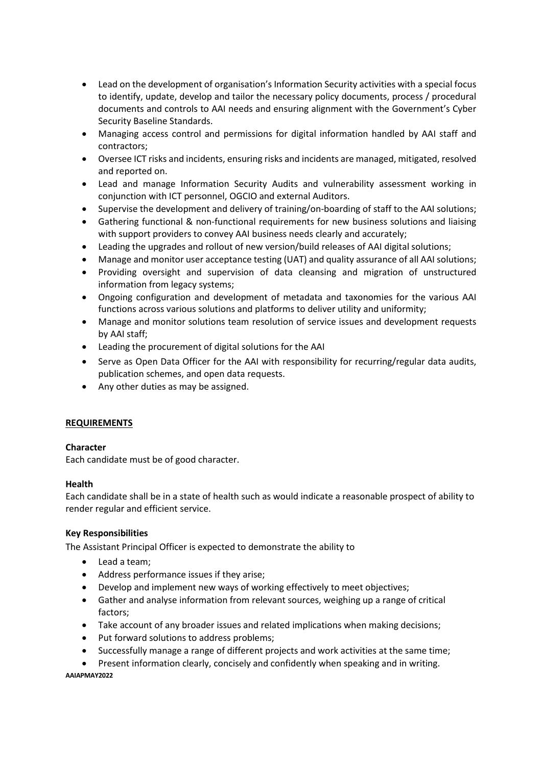- Lead on the development of organisation's Information Security activities with a special focus to identify, update, develop and tailor the necessary policy documents, process / procedural documents and controls to AAI needs and ensuring alignment with the Government's Cyber Security Baseline Standards.
- Managing access control and permissions for digital information handled by AAI staff and contractors;
- Oversee ICT risks and incidents, ensuring risks and incidents are managed, mitigated, resolved and reported on.
- Lead and manage Information Security Audits and vulnerability assessment working in conjunction with ICT personnel, OGCIO and external Auditors.
- Supervise the development and delivery of training/on-boarding of staff to the AAI solutions;
- Gathering functional & non-functional requirements for new business solutions and liaising with support providers to convey AAI business needs clearly and accurately;
- Leading the upgrades and rollout of new version/build releases of AAI digital solutions;
- Manage and monitor user acceptance testing (UAT) and quality assurance of all AAI solutions;
- Providing oversight and supervision of data cleansing and migration of unstructured information from legacy systems;
- Ongoing configuration and development of metadata and taxonomies for the various AAI functions across various solutions and platforms to deliver utility and uniformity;
- Manage and monitor solutions team resolution of service issues and development requests by AAI staff;
- Leading the procurement of digital solutions for the AAI
- Serve as Open Data Officer for the AAI with responsibility for recurring/regular data audits, publication schemes, and open data requests.
- Any other duties as may be assigned.

## REQUIREMENTS

**Character**

Each candidate must be of good character.

**Health**

Each candidate shall be in a state of health such as would indicate a reasonable prospect of ability to render regular and efficient service.

**Key Responsibilities**

The Assistant Principal Officer is expected to demonstrate the ability to

- Lead a team;
- Address performance issues if they arise;
- Develop and implement new ways of working effectively to meet objectives;
- Gather and analyse information from relevant sources, weighing up a range of critical factors;
- Take account of any broader issues and related implications when making decisions;
- Put forward solutions to address problems;
- Successfully manage a range of different projects and work activities at the same time;
- Present information clearly, concisely and confidently when speaking and in writing.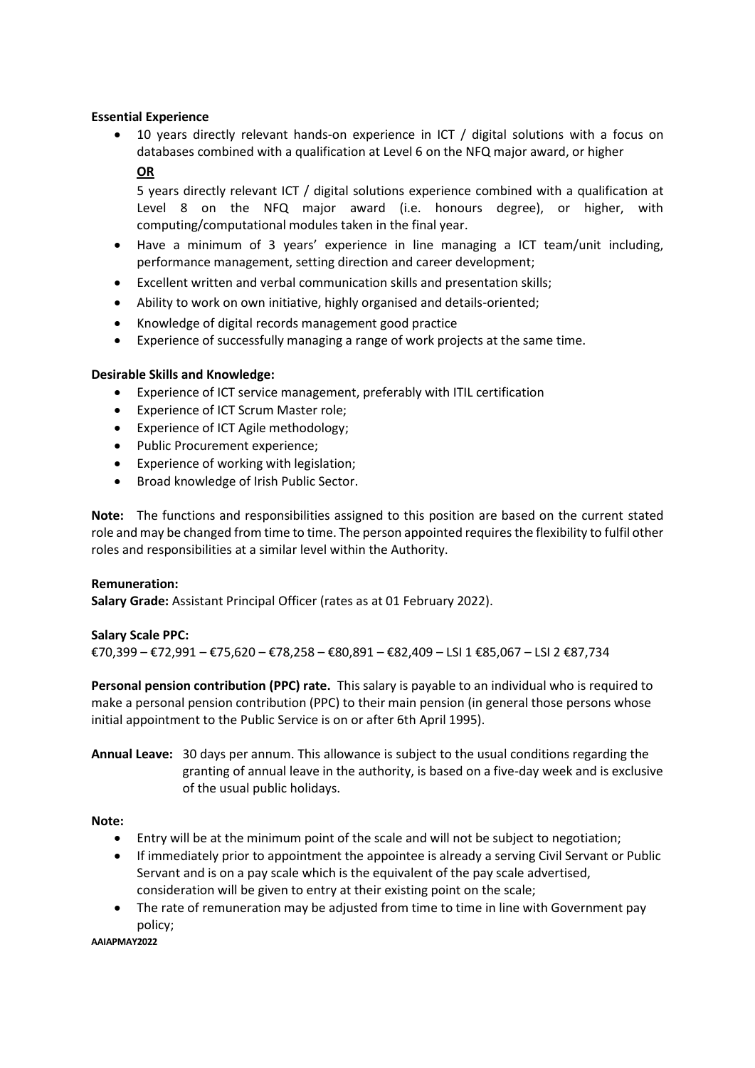**Essential Experience**

- 10 years directly relevant hands-on experience in ICT / digital solutions with a focus on databases combined with a qualification at Level 6 on the NFQ major award, or higher

  **OR**

  5 years directly relevant ICT / digital solutions experience combined with a qualification at Level 8 on the NFQ major award (i.e. honours degree), or higher, with computing/computational modules taken in the final year.
- Have a minimum of 3 years' experience in line managing a ICT team/unit including, performance management, setting direction and career development;
- Excellent written and verbal communication skills and presentation skills;
- Ability to work on own initiative, highly organised and details-oriented;
- Knowledge of digital records management good practice
- Experience of successfully managing a range of work projects at the same time.

**Desirable Skills and Knowledge:**

- Experience of ICT service management, preferably with ITIL certification
- Experience of ICT Scrum Master role;
- Experience of ICT Agile methodology;
- Public Procurement experience;
- Experience of working with legislation;
- Broad knowledge of Irish Public Sector.

**Note:** The functions and responsibilities assigned to this position are based on the current stated role and may be changed from time to time. The person appointed requires the flexibility to fulfil other roles and responsibilities at a similar level within the Authority.

**Remuneration:**

**Salary Grade:** Assistant Principal Officer (rates as at 01 February 2022).

**Salary Scale PPC:**

€70,399 – €72,991 – €75,620 – €78,258 – €80,891 – €82,409 – LSI 1 €85,067 – LSI 2 €87,734

**Personal pension contribution (PPC) rate.** This salary is payable to an individual who is required to make a personal pension contribution (PPC) to their main pension (in general those persons whose initial appointment to the Public Service is on or after 6th April 1995).

**Annual Leave:** 30 days per annum. This allowance is subject to the usual conditions regarding the granting of annual leave in the authority, is based on a five-day week and is exclusive of the usual public holidays.

**Note:**

- Entry will be at the minimum point of the scale and will not be subject to negotiation;
- If immediately prior to appointment the appointee is already a serving Civil Servant or Public Servant and is on a pay scale which is the equivalent of the pay scale advertised, consideration will be given to entry at their existing point on the scale;
- The rate of remuneration may be adjusted from time to time in line with Government pay policy;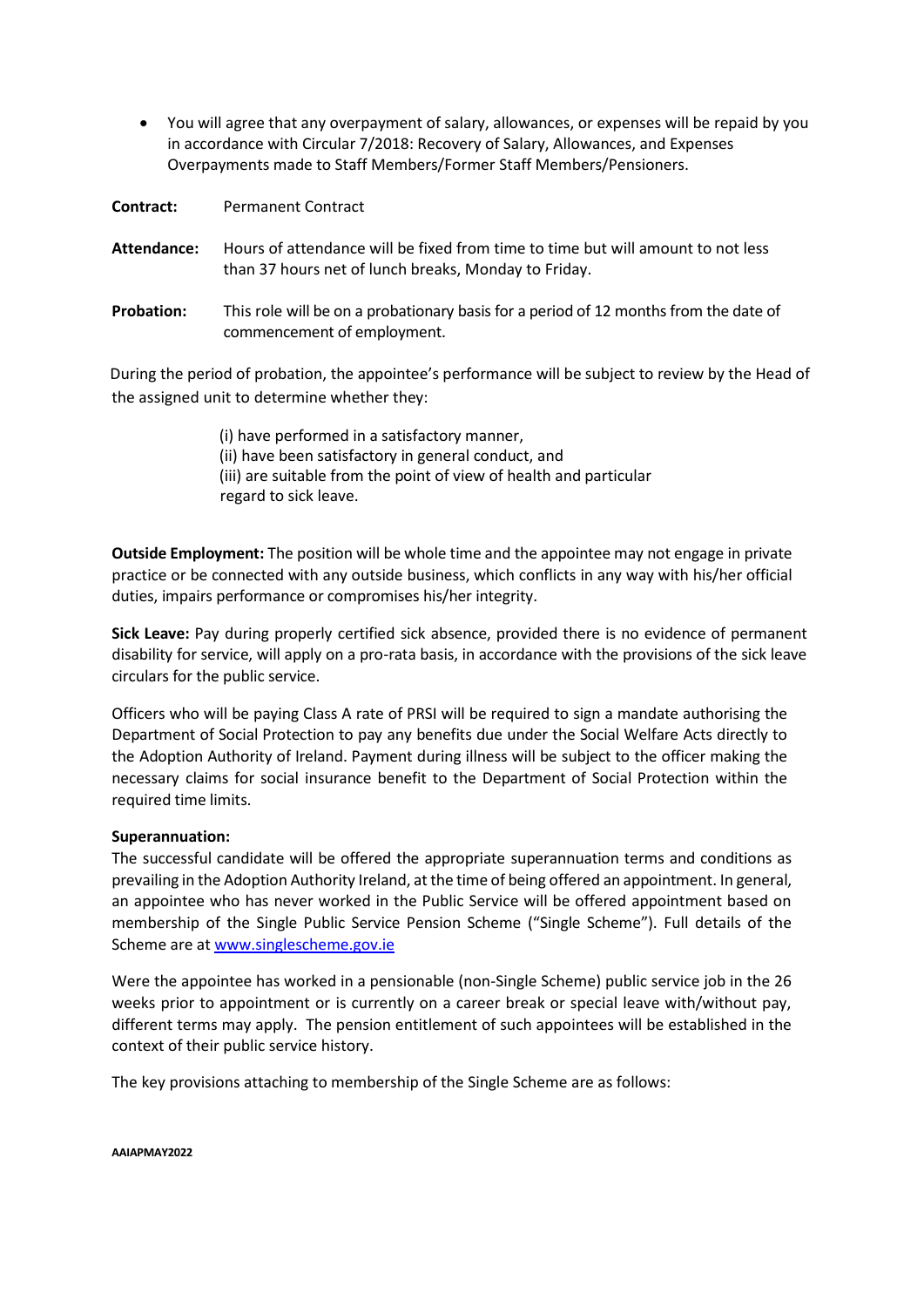- You will agree that any overpayment of salary, allowances, or expenses will be repaid by you in accordance with Circular 7/2018: Recovery of Salary, Allowances, and Expenses Overpayments made to Staff Members/Former Staff Members/Pensioners.

**Contract:** Permanent Contract

**Attendance:** Hours of attendance will be fixed from time to time but will amount to not less than 37 hours net of lunch breaks, Monday to Friday.

**Probation:** This role will be on a probationary basis for a period of 12 months from the date of commencement of employment.

During the period of probation, the appointee's performance will be subject to review by the Head of the assigned unit to determine whether they:

(i) have performed in a satisfactory manner,
(ii) have been satisfactory in general conduct, and
(iii) are suitable from the point of view of health and particular regard to sick leave.

**Outside Employment:** The position will be whole time and the appointee may not engage in private practice or be connected with any outside business, which conflicts in any way with his/her official duties, impairs performance or compromises his/her integrity.

**Sick Leave:** Pay during properly certified sick absence, provided there is no evidence of permanent disability for service, will apply on a pro-rata basis, in accordance with the provisions of the sick leave circulars for the public service.

Officers who will be paying Class A rate of PRSI will be required to sign a mandate authorising the Department of Social Protection to pay any benefits due under the Social Welfare Acts directly to the Adoption Authority of Ireland. Payment during illness will be subject to the officer making the necessary claims for social insurance benefit to the Department of Social Protection within the required time limits.

**Superannuation:**

The successful candidate will be offered the appropriate superannuation terms and conditions as prevailing in the Adoption Authority Ireland, at the time of being offered an appointment. In general, an appointee who has never worked in the Public Service will be offered appointment based on membership of the Single Public Service Pension Scheme ("Single Scheme"). Full details of the Scheme are at www.singlescheme.gov.ie

Were the appointee has worked in a pensionable (non-Single Scheme) public service job in the 26 weeks prior to appointment or is currently on a career break or special leave with/without pay, different terms may apply. The pension entitlement of such appointees will be established in the context of their public service history.

The key provisions attaching to membership of the Single Scheme are as follows: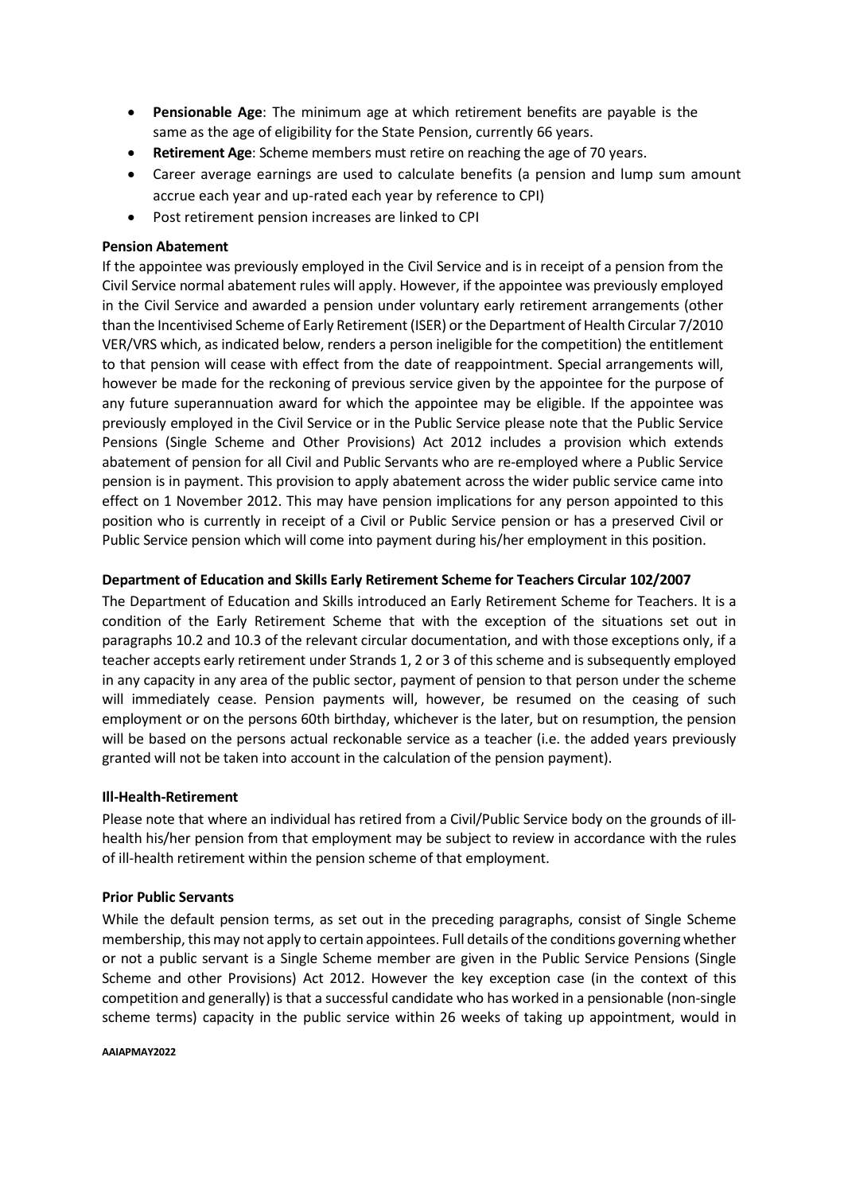- **Pensionable Age**: The minimum age at which retirement benefits are payable is the same as the age of eligibility for the State Pension, currently 66 years.
- **Retirement Age**: Scheme members must retire on reaching the age of 70 years.
- Career average earnings are used to calculate benefits (a pension and lump sum amount accrue each year and up-rated each year by reference to CPI)
- Post retirement pension increases are linked to CPI

**Pension Abatement**

If the appointee was previously employed in the Civil Service and is in receipt of a pension from the Civil Service normal abatement rules will apply. However, if the appointee was previously employed in the Civil Service and awarded a pension under voluntary early retirement arrangements (other than the Incentivised Scheme of Early Retirement (ISER) or the Department of Health Circular 7/2010 VER/VRS which, as indicated below, renders a person ineligible for the competition) the entitlement to that pension will cease with effect from the date of reappointment. Special arrangements will, however be made for the reckoning of previous service given by the appointee for the purpose of any future superannuation award for which the appointee may be eligible. If the appointee was previously employed in the Civil Service or in the Public Service please note that the Public Service Pensions (Single Scheme and Other Provisions) Act 2012 includes a provision which extends abatement of pension for all Civil and Public Servants who are re-employed where a Public Service pension is in payment. This provision to apply abatement across the wider public service came into effect on 1 November 2012. This may have pension implications for any person appointed to this position who is currently in receipt of a Civil or Public Service pension or has a preserved Civil or Public Service pension which will come into payment during his/her employment in this position.

**Department of Education and Skills Early Retirement Scheme for Teachers Circular 102/2007**

The Department of Education and Skills introduced an Early Retirement Scheme for Teachers. It is a condition of the Early Retirement Scheme that with the exception of the situations set out in paragraphs 10.2 and 10.3 of the relevant circular documentation, and with those exceptions only, if a teacher accepts early retirement under Strands 1, 2 or 3 of this scheme and is subsequently employed in any capacity in any area of the public sector, payment of pension to that person under the scheme will immediately cease. Pension payments will, however, be resumed on the ceasing of such employment or on the persons 60th birthday, whichever is the later, but on resumption, the pension will be based on the persons actual reckonable service as a teacher (i.e. the added years previously granted will not be taken into account in the calculation of the pension payment).

**Ill-Health-Retirement**

Please note that where an individual has retired from a Civil/Public Service body on the grounds of ill-health his/her pension from that employment may be subject to review in accordance with the rules of ill-health retirement within the pension scheme of that employment.

**Prior Public Servants**

While the default pension terms, as set out in the preceding paragraphs, consist of Single Scheme membership, this may not apply to certain appointees. Full details of the conditions governing whether or not a public servant is a Single Scheme member are given in the Public Service Pensions (Single Scheme and other Provisions) Act 2012. However the key exception case (in the context of this competition and generally) is that a successful candidate who has worked in a pensionable (non-single scheme terms) capacity in the public service within 26 weeks of taking up appointment, would in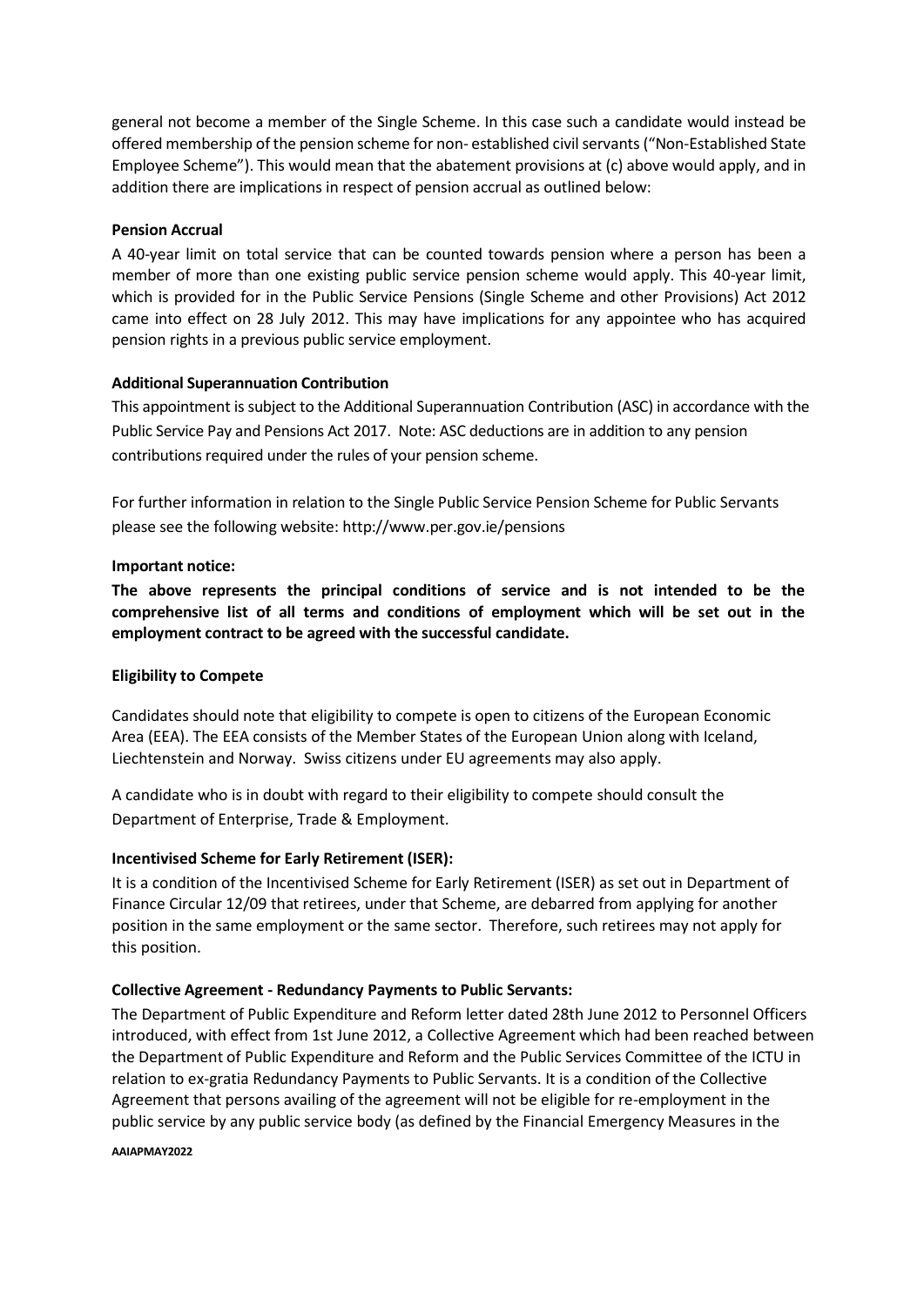general not become a member of the Single Scheme. In this case such a candidate would instead be offered membership of the pension scheme for non- established civil servants ("Non-Established State Employee Scheme"). This would mean that the abatement provisions at (c) above would apply, and in addition there are implications in respect of pension accrual as outlined below:

**Pension Accrual**

A 40-year limit on total service that can be counted towards pension where a person has been a member of more than one existing public service pension scheme would apply. This 40-year limit, which is provided for in the Public Service Pensions (Single Scheme and other Provisions) Act 2012 came into effect on 28 July 2012. This may have implications for any appointee who has acquired pension rights in a previous public service employment.

**Additional Superannuation Contribution**

This appointment is subject to the Additional Superannuation Contribution (ASC) in accordance with the Public Service Pay and Pensions Act 2017. Note: ASC deductions are in addition to any pension contributions required under the rules of your pension scheme.

For further information in relation to the Single Public Service Pension Scheme for Public Servants please see the following website: http://www.per.gov.ie/pensions

**Important notice:**

**The above represents the principal conditions of service and is not intended to be the comprehensive list of all terms and conditions of employment which will be set out in the employment contract to be agreed with the successful candidate.**

**Eligibility to Compete**

Candidates should note that eligibility to compete is open to citizens of the European Economic Area (EEA). The EEA consists of the Member States of the European Union along with Iceland, Liechtenstein and Norway. Swiss citizens under EU agreements may also apply.

A candidate who is in doubt with regard to their eligibility to compete should consult the Department of Enterprise, Trade & Employment.

**Incentivised Scheme for Early Retirement (ISER):**

It is a condition of the Incentivised Scheme for Early Retirement (ISER) as set out in Department of Finance Circular 12/09 that retirees, under that Scheme, are debarred from applying for another position in the same employment or the same sector. Therefore, such retirees may not apply for this position.

**Collective Agreement - Redundancy Payments to Public Servants:**

The Department of Public Expenditure and Reform letter dated 28th June 2012 to Personnel Officers introduced, with effect from 1st June 2012, a Collective Agreement which had been reached between the Department of Public Expenditure and Reform and the Public Services Committee of the ICTU in relation to ex-gratia Redundancy Payments to Public Servants. It is a condition of the Collective Agreement that persons availing of the agreement will not be eligible for re-employment in the public service by any public service body (as defined by the Financial Emergency Measures in the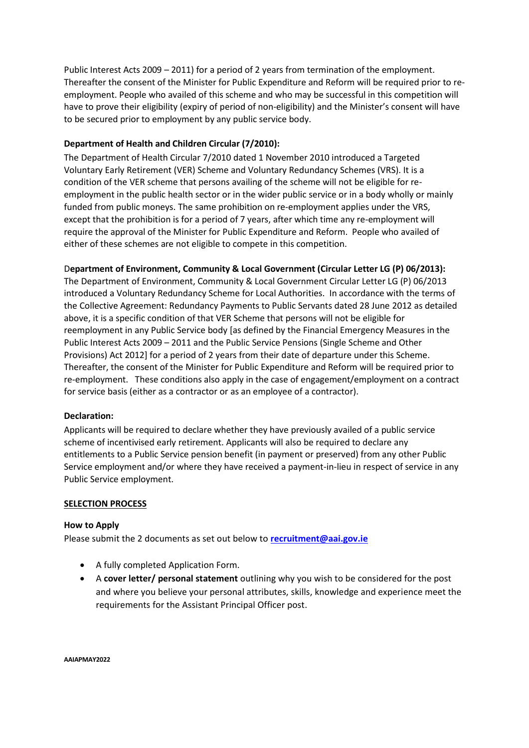Public Interest Acts 2009 – 2011) for a period of 2 years from termination of the employment. Thereafter the consent of the Minister for Public Expenditure and Reform will be required prior to re-employment. People who availed of this scheme and who may be successful in this competition will have to prove their eligibility (expiry of period of non-eligibility) and the Minister's consent will have to be secured prior to employment by any public service body.

**Department of Health and Children Circular (7/2010):**

The Department of Health Circular 7/2010 dated 1 November 2010 introduced a Targeted Voluntary Early Retirement (VER) Scheme and Voluntary Redundancy Schemes (VRS). It is a condition of the VER scheme that persons availing of the scheme will not be eligible for re-employment in the public health sector or in the wider public service or in a body wholly or mainly funded from public moneys. The same prohibition on re-employment applies under the VRS, except that the prohibition is for a period of 7 years, after which time any re-employment will require the approval of the Minister for Public Expenditure and Reform. People who availed of either of these schemes are not eligible to compete in this competition.

**Department of Environment, Community & Local Government (Circular Letter LG (P) 06/2013):**

The Department of Environment, Community & Local Government Circular Letter LG (P) 06/2013 introduced a Voluntary Redundancy Scheme for Local Authorities. In accordance with the terms of the Collective Agreement: Redundancy Payments to Public Servants dated 28 June 2012 as detailed above, it is a specific condition of that VER Scheme that persons will not be eligible for reemployment in any Public Service body [as defined by the Financial Emergency Measures in the Public Interest Acts 2009 – 2011 and the Public Service Pensions (Single Scheme and Other Provisions) Act 2012] for a period of 2 years from their date of departure under this Scheme. Thereafter, the consent of the Minister for Public Expenditure and Reform will be required prior to re-employment. These conditions also apply in the case of engagement/employment on a contract for service basis (either as a contractor or as an employee of a contractor).

**Declaration:**

Applicants will be required to declare whether they have previously availed of a public service scheme of incentivised early retirement. Applicants will also be required to declare any entitlements to a Public Service pension benefit (in payment or preserved) from any other Public Service employment and/or where they have received a payment-in-lieu in respect of service in any Public Service employment.

## SELECTION PROCESS

**How to Apply**

Please submit the 2 documents as set out below to **recruitment@aai.gov.ie**

- A fully completed Application Form.
- A **cover letter/ personal statement** outlining why you wish to be considered for the post and where you believe your personal attributes, skills, knowledge and experience meet the requirements for the Assistant Principal Officer post.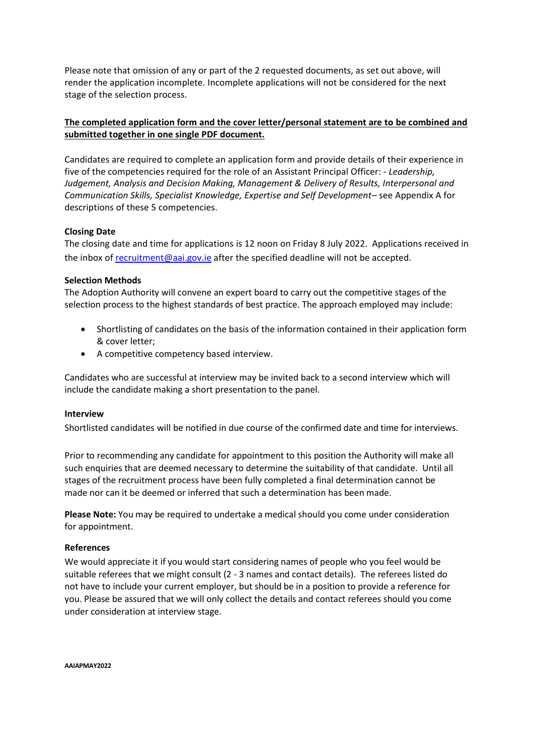Please note that omission of any or part of the 2 requested documents, as set out above, will render the application incomplete. Incomplete applications will not be considered for the next stage of the selection process.

**The completed application form and the cover letter/personal statement are to be combined and submitted together in one single PDF document.**

Candidates are required to complete an application form and provide details of their experience in five of the competencies required for the role of an Assistant Principal Officer: - *Leadership, Judgement, Analysis and Decision Making, Management & Delivery of Results, Interpersonal and Communication Skills, Specialist Knowledge, Expertise and Self Development*– see Appendix A for descriptions of these 5 competencies.

**Closing Date**

The closing date and time for applications is 12 noon on Friday 8 July 2022. Applications received in the inbox of [recruitment@aai.gov.ie](mailto:recruitment@aai.gov.ie) after the specified deadline will not be accepted.

**Selection Methods**

The Adoption Authority will convene an expert board to carry out the competitive stages of the selection process to the highest standards of best practice. The approach employed may include:

- Shortlisting of candidates on the basis of the information contained in their application form & cover letter;
- A competitive competency based interview.

Candidates who are successful at interview may be invited back to a second interview which will include the candidate making a short presentation to the panel.

**Interview**

Shortlisted candidates will be notified in due course of the confirmed date and time for interviews.

Prior to recommending any candidate for appointment to this position the Authority will make all such enquiries that are deemed necessary to determine the suitability of that candidate. Until all stages of the recruitment process have been fully completed a final determination cannot be made nor can it be deemed or inferred that such a determination has been made.

**Please Note:** You may be required to undertake a medical should you come under consideration for appointment.

**References**

We would appreciate it if you would start considering names of people who you feel would be suitable referees that we might consult (2 - 3 names and contact details). The referees listed do not have to include your current employer, but should be in a position to provide a reference for you. Please be assured that we will only collect the details and contact referees should you come under consideration at interview stage.

**AAIAPMAY2022**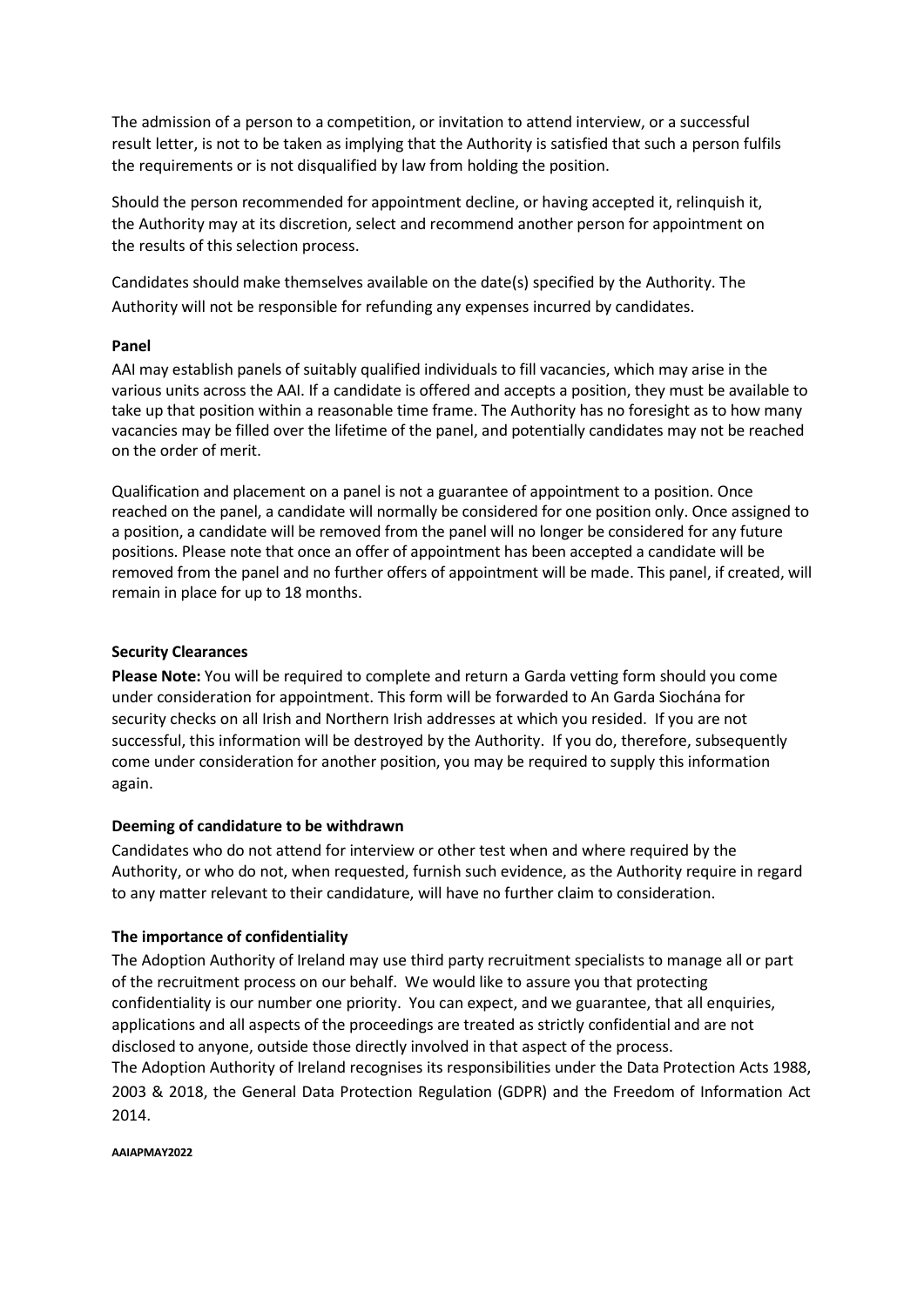The admission of a person to a competition, or invitation to attend interview, or a successful result letter, is not to be taken as implying that the Authority is satisfied that such a person fulfils the requirements or is not disqualified by law from holding the position.

Should the person recommended for appointment decline, or having accepted it, relinquish it, the Authority may at its discretion, select and recommend another person for appointment on the results of this selection process.

Candidates should make themselves available on the date(s) specified by the Authority. The Authority will not be responsible for refunding any expenses incurred by candidates.

**Panel**

AAI may establish panels of suitably qualified individuals to fill vacancies, which may arise in the various units across the AAI. If a candidate is offered and accepts a position, they must be available to take up that position within a reasonable time frame. The Authority has no foresight as to how many vacancies may be filled over the lifetime of the panel, and potentially candidates may not be reached on the order of merit.

Qualification and placement on a panel is not a guarantee of appointment to a position. Once reached on the panel, a candidate will normally be considered for one position only. Once assigned to a position, a candidate will be removed from the panel will no longer be considered for any future positions. Please note that once an offer of appointment has been accepted a candidate will be removed from the panel and no further offers of appointment will be made. This panel, if created, will remain in place for up to 18 months.

**Security Clearances**

**Please Note:** You will be required to complete and return a Garda vetting form should you come under consideration for appointment. This form will be forwarded to An Garda Siochána for security checks on all Irish and Northern Irish addresses at which you resided. If you are not successful, this information will be destroyed by the Authority. If you do, therefore, subsequently come under consideration for another position, you may be required to supply this information again.

**Deeming of candidature to be withdrawn**

Candidates who do not attend for interview or other test when and where required by the Authority, or who do not, when requested, furnish such evidence, as the Authority require in regard to any matter relevant to their candidature, will have no further claim to consideration.

**The importance of confidentiality**

The Adoption Authority of Ireland may use third party recruitment specialists to manage all or part of the recruitment process on our behalf. We would like to assure you that protecting confidentiality is our number one priority. You can expect, and we guarantee, that all enquiries, applications and all aspects of the proceedings are treated as strictly confidential and are not disclosed to anyone, outside those directly involved in that aspect of the process.
The Adoption Authority of Ireland recognises its responsibilities under the Data Protection Acts 1988, 2003 & 2018, the General Data Protection Regulation (GDPR) and the Freedom of Information Act 2014.

**AAIAPMAY2022**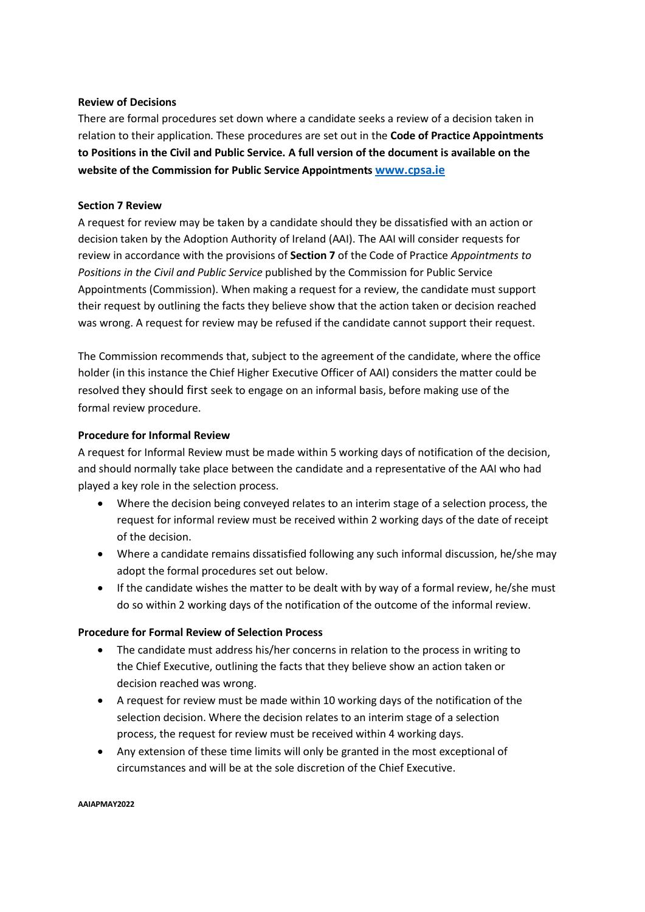**Review of Decisions**

There are formal procedures set down where a candidate seeks a review of a decision taken in relation to their application. These procedures are set out in the **Code of Practice Appointments to Positions in the Civil and Public Service. A full version of the document is available on the website of the Commission for Public Service Appointments [www.cpsa.ie](www.cpsa.ie)**

**Section 7 Review**

A request for review may be taken by a candidate should they be dissatisfied with an action or decision taken by the Adoption Authority of Ireland (AAI). The AAI will consider requests for review in accordance with the provisions of **Section 7** of the Code of Practice *Appointments to Positions in the Civil and Public Service* published by the Commission for Public Service Appointments (Commission). When making a request for a review, the candidate must support their request by outlining the facts they believe show that the action taken or decision reached was wrong. A request for review may be refused if the candidate cannot support their request.

The Commission recommends that, subject to the agreement of the candidate, where the office holder (in this instance the Chief Higher Executive Officer of AAI) considers the matter could be resolved they should first seek to engage on an informal basis, before making use of the formal review procedure.

**Procedure for Informal Review**

A request for Informal Review must be made within 5 working days of notification of the decision, and should normally take place between the candidate and a representative of the AAI who had played a key role in the selection process.

- Where the decision being conveyed relates to an interim stage of a selection process, the request for informal review must be received within 2 working days of the date of receipt of the decision.
- Where a candidate remains dissatisfied following any such informal discussion, he/she may adopt the formal procedures set out below.
- If the candidate wishes the matter to be dealt with by way of a formal review, he/she must do so within 2 working days of the notification of the outcome of the informal review.

**Procedure for Formal Review of Selection Process**

- The candidate must address his/her concerns in relation to the process in writing to the Chief Executive, outlining the facts that they believe show an action taken or decision reached was wrong.
- A request for review must be made within 10 working days of the notification of the selection decision. Where the decision relates to an interim stage of a selection process, the request for review must be received within 4 working days.
- Any extension of these time limits will only be granted in the most exceptional of circumstances and will be at the sole discretion of the Chief Executive.

**AAIAPMAY2022**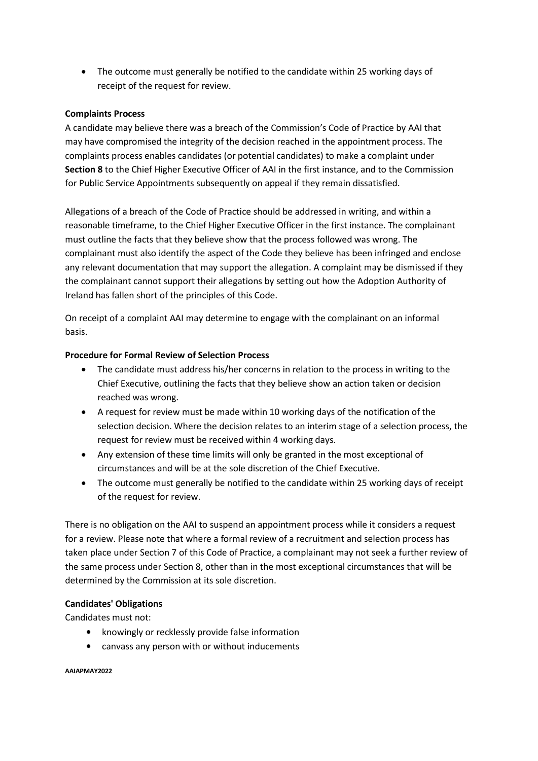- The outcome must generally be notified to the candidate within 25 working days of receipt of the request for review.

**Complaints Process**

A candidate may believe there was a breach of the Commission's Code of Practice by AAI that may have compromised the integrity of the decision reached in the appointment process. The complaints process enables candidates (or potential candidates) to make a complaint under **Section 8** to the Chief Higher Executive Officer of AAI in the first instance, and to the Commission for Public Service Appointments subsequently on appeal if they remain dissatisfied.

Allegations of a breach of the Code of Practice should be addressed in writing, and within a reasonable timeframe, to the Chief Higher Executive Officer in the first instance. The complainant must outline the facts that they believe show that the process followed was wrong. The complainant must also identify the aspect of the Code they believe has been infringed and enclose any relevant documentation that may support the allegation. A complaint may be dismissed if they the complainant cannot support their allegations by setting out how the Adoption Authority of Ireland has fallen short of the principles of this Code.

On receipt of a complaint AAI may determine to engage with the complainant on an informal basis.

**Procedure for Formal Review of Selection Process**

- The candidate must address his/her concerns in relation to the process in writing to the Chief Executive, outlining the facts that they believe show an action taken or decision reached was wrong.
- A request for review must be made within 10 working days of the notification of the selection decision. Where the decision relates to an interim stage of a selection process, the request for review must be received within 4 working days.
- Any extension of these time limits will only be granted in the most exceptional of circumstances and will be at the sole discretion of the Chief Executive.
- The outcome must generally be notified to the candidate within 25 working days of receipt of the request for review.

There is no obligation on the AAI to suspend an appointment process while it considers a request for a review. Please note that where a formal review of a recruitment and selection process has taken place under Section 7 of this Code of Practice, a complainant may not seek a further review of the same process under Section 8, other than in the most exceptional circumstances that will be determined by the Commission at its sole discretion.

**Candidates' Obligations**

Candidates must not:

- knowingly or recklessly provide false information
- canvass any person with or without inducements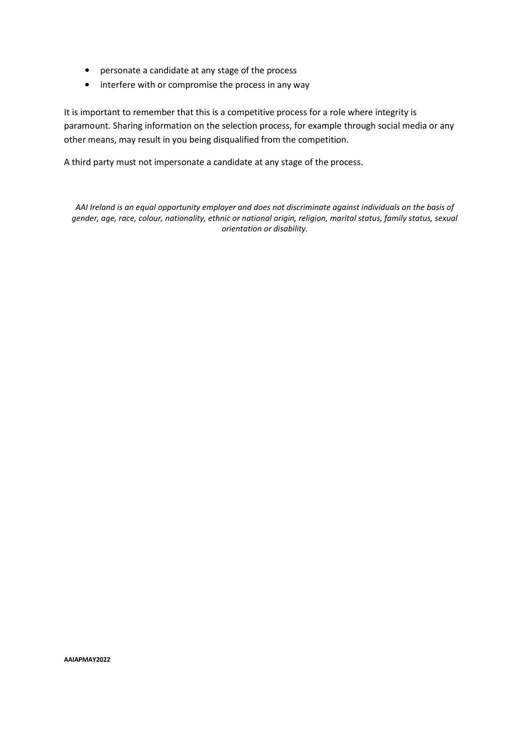- personate a candidate at any stage of the process
- interfere with or compromise the process in any way

It is important to remember that this is a competitive process for a role where integrity is paramount. Sharing information on the selection process, for example through social media or any other means, may result in you being disqualified from the competition.

A third party must not impersonate a candidate at any stage of the process.

*AAI Ireland is an equal opportunity employer and does not discriminate against individuals on the basis of gender, age, race, colour, nationality, ethnic or national origin, religion, marital status, family status, sexual orientation or disability.*

**AAIAPMAY2022**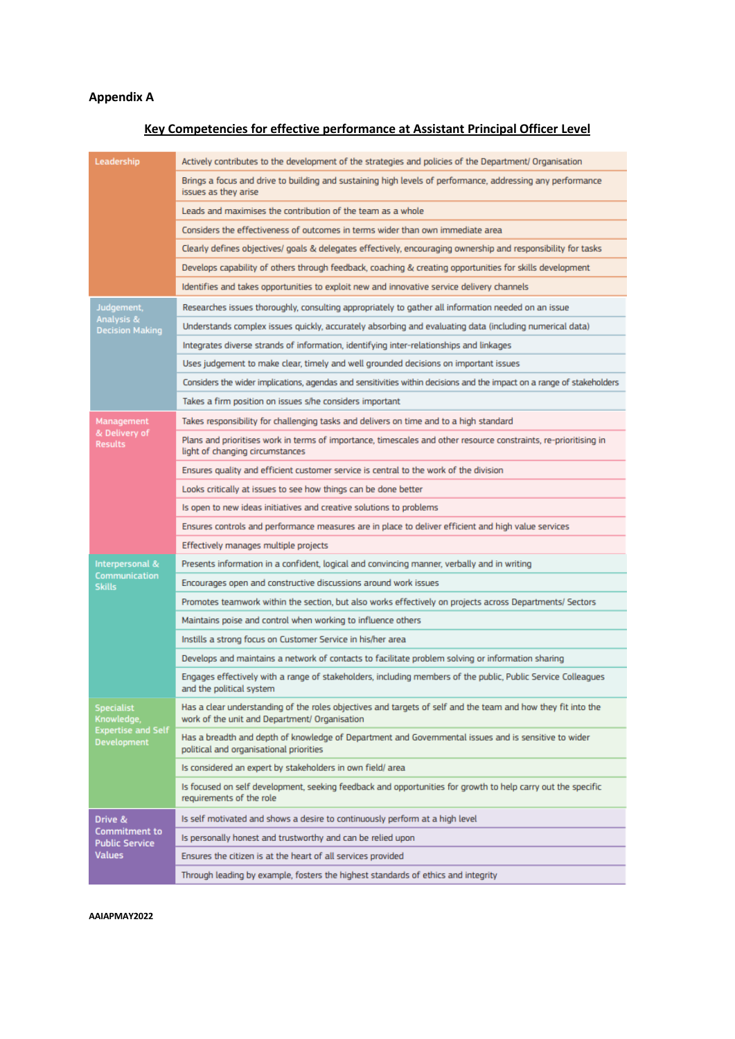**Appendix A**

## Key Competencies for effective performance at Assistant Principal Officer Level

| | |
|---|---|
| Leadership | Actively contributes to the development of the strategies and policies of the Department/ Organisation |
| | Brings a focus and drive to building and sustaining high levels of performance, addressing any performance issues as they arise |
| | Leads and maximises the contribution of the team as a whole |
| | Considers the effectiveness of outcomes in terms wider than own immediate area |
| | Clearly defines objectives/ goals & delegates effectively, encouraging ownership and responsibility for tasks |
| | Develops capability of others through feedback, coaching & creating opportunities for skills development |
| | Identifies and takes opportunities to exploit new and innovative service delivery channels |
| Judgement, Analysis & Decision Making | Researches issues thoroughly, consulting appropriately to gather all information needed on an issue |
| | Understands complex issues quickly, accurately absorbing and evaluating data (including numerical data) |
| | Integrates diverse strands of information, identifying inter-relationships and linkages |
| | Uses judgement to make clear, timely and well grounded decisions on important issues |
| | Considers the wider implications, agendas and sensitivities within decisions and the impact on a range of stakeholders |
| | Takes a firm position on issues s/he considers important |
| Management & Delivery of Results | Takes responsibility for challenging tasks and delivers on time and to a high standard |
| | Plans and prioritises work in terms of importance, timescales and other resource constraints, re-prioritising in light of changing circumstances |
| | Ensures quality and efficient customer service is central to the work of the division |
| | Looks critically at issues to see how things can be done better |
| | Is open to new ideas initiatives and creative solutions to problems |
| | Ensures controls and performance measures are in place to deliver efficient and high value services |
| | Effectively manages multiple projects |
| Interpersonal & Communication Skills | Presents information in a confident, logical and convincing manner, verbally and in writing |
| | Encourages open and constructive discussions around work issues |
| | Promotes teamwork within the section, but also works effectively on projects across Departments/ Sectors |
| | Maintains poise and control when working to influence others |
| | Instills a strong focus on Customer Service in his/her area |
| | Develops and maintains a network of contacts to facilitate problem solving or information sharing |
| | Engages effectively with a range of stakeholders, including members of the public, Public Service Colleagues and the political system |
| Specialist Knowledge, Expertise and Self Development | Has a clear understanding of the roles objectives and targets of self and the team and how they fit into the work of the unit and Department/ Organisation |
| | Has a breadth and depth of knowledge of Department and Governmental issues and is sensitive to wider political and organisational priorities |
| | Is considered an expert by stakeholders in own field/ area |
| | Is focused on self development, seeking feedback and opportunities for growth to help carry out the specific requirements of the role |
| Drive & Commitment to Public Service Values | Is self motivated and shows a desire to continuously perform at a high level |
| | Is personally honest and trustworthy and can be relied upon |
| | Ensures the citizen is at the heart of all services provided |
| | Through leading by example, fosters the highest standards of ethics and integrity |

**AAIAPMAY2022**